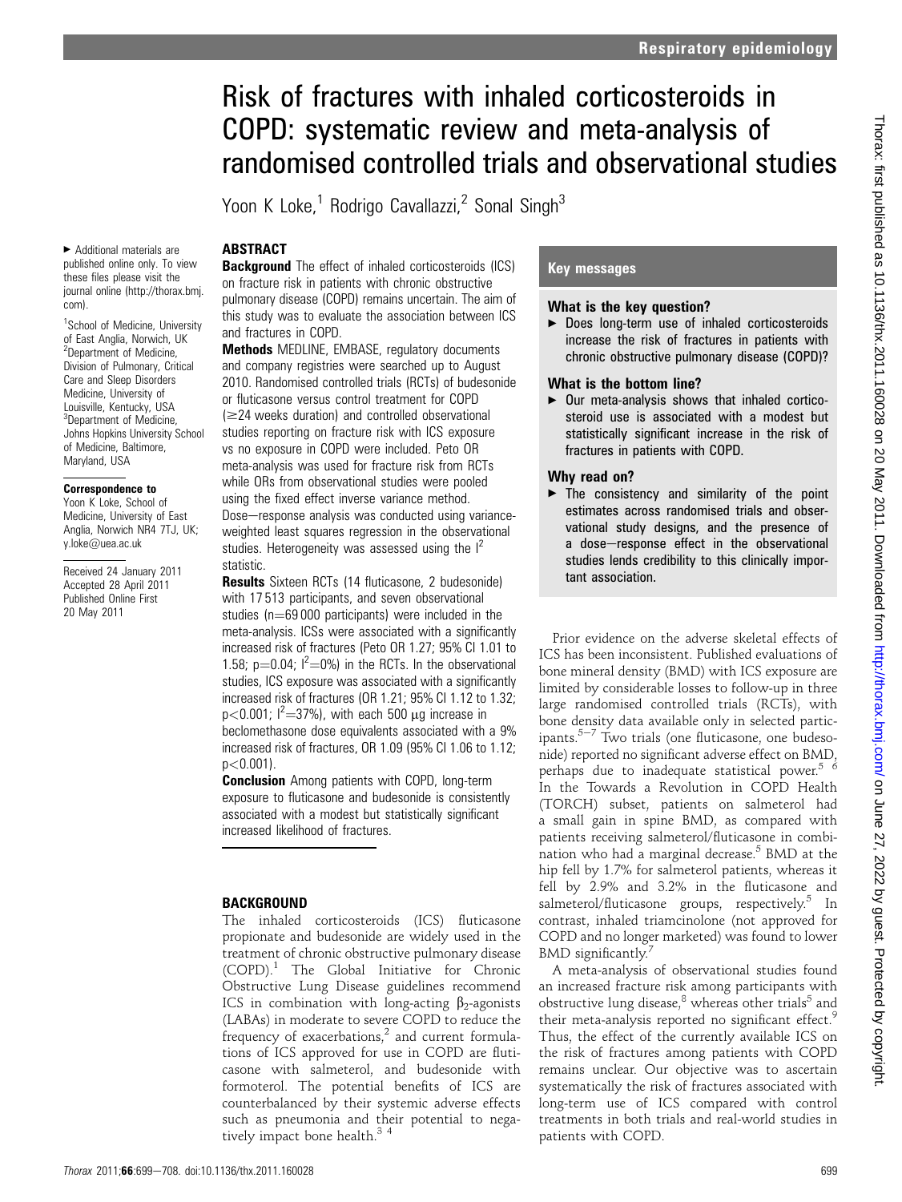# Risk of fractures with inhaled corticosteroids in COPD: systematic review and meta-analysis of randomised controlled trials and observational studies

Yoon K Loke,[1] Rodrigo Cavallazzi,[2] Sonal Singh[3]

▸ Additional materials are published online only. To view these files please visit the journal online (http://thorax.bmj.com).

[1]School of Medicine, University of East Anglia, Norwich, UK
[2]Department of Medicine, Division of Pulmonary, Critical Care and Sleep Disorders Medicine, University of Louisville, Kentucky, USA
[3]Department of Medicine, Johns Hopkins University School of Medicine, Baltimore, Maryland, USA

**Correspondence to**
Yoon K Loke, School of Medicine, University of East Anglia, Norwich NR4 7TJ, UK; y.loke@uea.ac.uk

Received 24 January 2011
Accepted 28 April 2011
Published Online First 20 May 2011

## ABSTRACT

**Background** The effect of inhaled corticosteroids (ICS) on fracture risk in patients with chronic obstructive pulmonary disease (COPD) remains uncertain. The aim of this study was to evaluate the association between ICS and fractures in COPD.

**Methods** MEDLINE, EMBASE, regulatory documents and company registries were searched up to August 2010. Randomised controlled trials (RCTs) of budesonide or fluticasone versus control treatment for COPD (≥24 weeks duration) and controlled observational studies reporting on fracture risk with ICS exposure vs no exposure in COPD were included. Peto OR meta-analysis was used for fracture risk from RCTs while ORs from observational studies were pooled using the fixed effect inverse variance method. Dose−response analysis was conducted using variance-weighted least squares regression in the observational studies. Heterogeneity was assessed using the $I^2$ statistic.

**Results** Sixteen RCTs (14 fluticasone, 2 budesonide) with 17 513 participants, and seven observational studies (n=69 000 participants) were included in the meta-analysis. ICSs were associated with a significantly increased risk of fractures (Peto OR 1.27; 95% CI 1.01 to 1.58; p=0.04; $I^2$=0%) in the RCTs. In the observational studies, ICS exposure was associated with a significantly increased risk of fractures (OR 1.21; 95% CI 1.12 to 1.32; p<0.001; $I^2$=37%), with each 500 μg increase in beclomethasone dose equivalents associated with a 9% increased risk of fractures, OR 1.09 (95% CI 1.06 to 1.12; p<0.001).

**Conclusion** Among patients with COPD, long-term exposure to fluticasone and budesonide is consistently associated with a modest but statistically significant increased likelihood of fractures.

## Key messages

### What is the key question?

- Does long-term use of inhaled corticosteroids increase the risk of fractures in patients with chronic obstructive pulmonary disease (COPD)?

### What is the bottom line?

- Our meta-analysis shows that inhaled corticosteroid use is associated with a modest but statistically significant increase in the risk of fractures in patients with COPD.

### Why read on?

- The consistency and similarity of the point estimates across randomised trials and observational study designs, and the presence of a dose−response effect in the observational studies lends credibility to this clinically important association.

## BACKGROUND

The inhaled corticosteroids (ICS) fluticasone propionate and budesonide are widely used in the treatment of chronic obstructive pulmonary disease (COPD).[1] The Global Initiative for Chronic Obstructive Lung Disease guidelines recommend ICS in combination with long-acting $\beta_2$-agonists (LABAs) in moderate to severe COPD to reduce the frequency of exacerbations,[2] and current formulations of ICS approved for use in COPD are fluticasone with salmeterol, and budesonide with formoterol. The potential benefits of ICS are counterbalanced by their systemic adverse effects such as pneumonia and their potential to negatively impact bone health.[3 4]

Prior evidence on the adverse skeletal effects of ICS has been inconsistent. Published evaluations of bone mineral density (BMD) with ICS exposure are limited by considerable losses to follow-up in three large randomised controlled trials (RCTs), with bone density data available only in selected participants.[5−7] Two trials (one fluticasone, one budesonide) reported no significant adverse effect on BMD, perhaps due to inadequate statistical power.[5 6] In the Towards a Revolution in COPD Health (TORCH) subset, patients on salmeterol had a small gain in spine BMD, as compared with patients receiving salmeterol/fluticasone in combination who had a marginal decrease.[5] BMD at the hip fell by 1.7% for salmeterol patients, whereas it fell by 2.9% and 3.2% in the fluticasone and salmeterol/fluticasone groups, respectively.[5] In contrast, inhaled triamcinolone (not approved for COPD and no longer marketed) was found to lower BMD significantly.[7]

A meta-analysis of observational studies found an increased fracture risk among participants with obstructive lung disease,[8] whereas other trials[5] and their meta-analysis reported no significant effect.[9] Thus, the effect of the currently available ICS on the risk of fractures among patients with COPD remains unclear. Our objective was to ascertain systematically the risk of fractures associated with long-term use of ICS compared with control treatments in both trials and real-world studies in patients with COPD.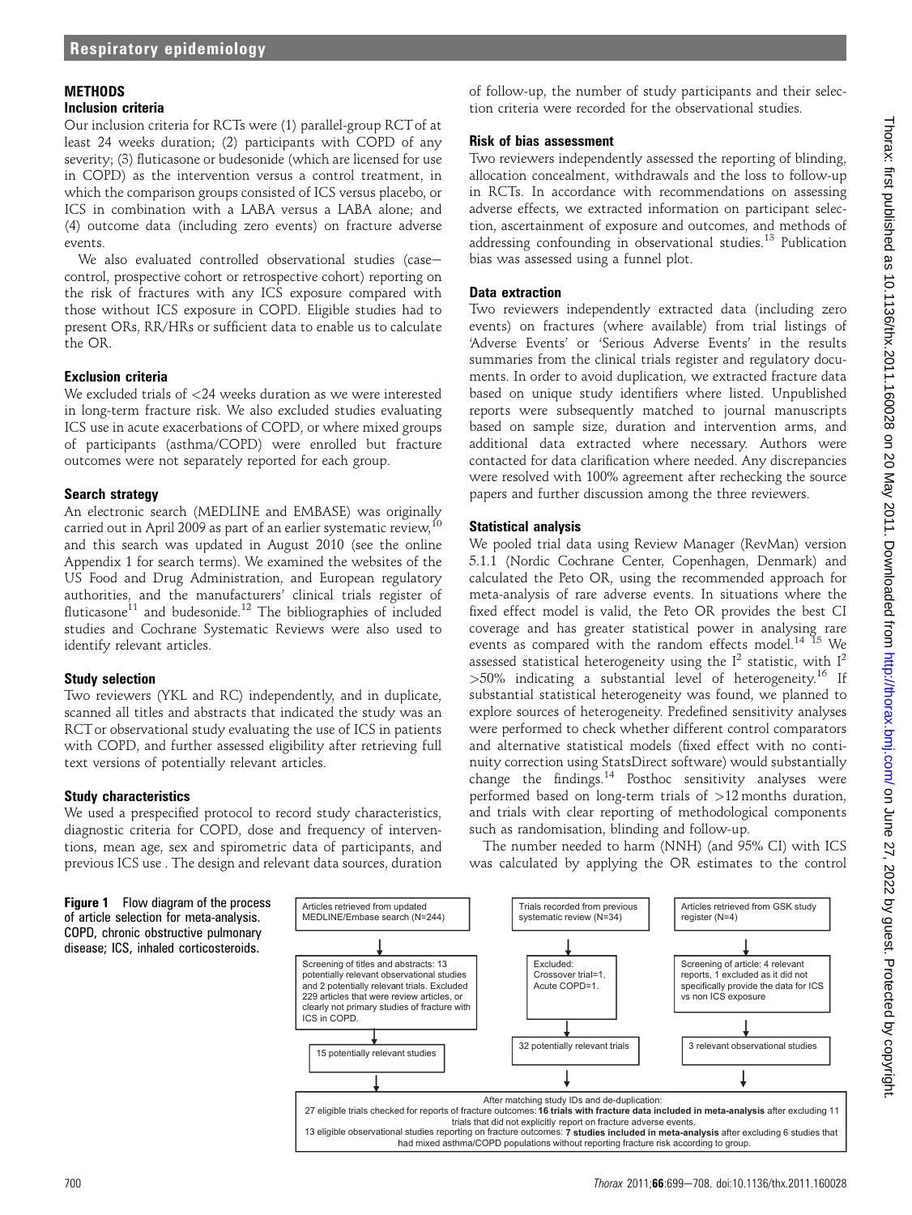## METHODS

### Inclusion criteria

Our inclusion criteria for RCTs were (1) parallel-group RCT of at least 24 weeks duration; (2) participants with COPD of any severity; (3) fluticasone or budesonide (which are licensed for use in COPD) as the intervention versus a control treatment, in which the comparison groups consisted of ICS versus placebo, or ICS in combination with a LABA versus a LABA alone; and (4) outcome data (including zero events) on fracture adverse events.

We also evaluated controlled observational studies (case–control, prospective cohort or retrospective cohort) reporting on the risk of fractures with any ICS exposure compared with those without ICS exposure in COPD. Eligible studies had to present ORs, RR/HRs or sufficient data to enable us to calculate the OR.

### Exclusion criteria

We excluded trials of <24 weeks duration as we were interested in long-term fracture risk. We also excluded studies evaluating ICS use in acute exacerbations of COPD, or where mixed groups of participants (asthma/COPD) were enrolled but fracture outcomes were not separately reported for each group.

### Search strategy

An electronic search (MEDLINE and EMBASE) was originally carried out in April 2009 as part of an earlier systematic review,[10] and this search was updated in August 2010 (see the online Appendix 1 for search terms). We examined the websites of the US Food and Drug Administration, and European regulatory authorities, and the manufacturers' clinical trials register of fluticasone[11] and budesonide.[12] The bibliographies of included studies and Cochrane Systematic Reviews were also used to identify relevant articles.

### Study selection

Two reviewers (YKL and RC) independently, and in duplicate, scanned all titles and abstracts that indicated the study was an RCT or observational study evaluating the use of ICS in patients with COPD, and further assessed eligibility after retrieving full text versions of potentially relevant articles.

### Study characteristics

We used a prespecified protocol to record study characteristics, diagnostic criteria for COPD, dose and frequency of interventions, mean age, sex and spirometric data of participants, and previous ICS use . The design and relevant data sources, duration of follow-up, the number of study participants and their selection criteria were recorded for the observational studies.

### Risk of bias assessment

Two reviewers independently assessed the reporting of blinding, allocation concealment, withdrawals and the loss to follow-up in RCTs. In accordance with recommendations on assessing adverse effects, we extracted information on participant selection, ascertainment of exposure and outcomes, and methods of addressing confounding in observational studies.[13] Publication bias was assessed using a funnel plot.

### Data extraction

Two reviewers independently extracted data (including zero events) on fractures (where available) from trial listings of 'Adverse Events' or 'Serious Adverse Events' in the results summaries from the clinical trials register and regulatory documents. In order to avoid duplication, we extracted fracture data based on unique study identifiers where listed. Unpublished reports were subsequently matched to journal manuscripts based on sample size, duration and intervention arms, and additional data extracted where necessary. Authors were contacted for data clarification where needed. Any discrepancies were resolved with 100% agreement after rechecking the source papers and further discussion among the three reviewers.

### Statistical analysis

We pooled trial data using Review Manager (RevMan) version 5.1.1 (Nordic Cochrane Center, Copenhagen, Denmark) and calculated the Peto OR, using the recommended approach for meta-analysis of rare adverse events. In situations where the fixed effect model is valid, the Peto OR provides the best CI coverage and has greater statistical power in analysing rare events as compared with the random effects model.[14 15] We assessed statistical heterogeneity using the $I^2$ statistic, with $I^2$ >50% indicating a substantial level of heterogeneity.[16] If substantial statistical heterogeneity was found, we planned to explore sources of heterogeneity. Predefined sensitivity analyses were performed to check whether different control comparators and alternative statistical models (fixed effect with no continuity correction using StatsDirect software) would substantially change the findings.[14] Posthoc sensitivity analyses were performed based on long-term trials of >12 months duration, and trials with clear reporting of methodological components such as randomisation, blinding and follow-up.

The number needed to harm (NNH) (and 95% CI) with ICS was calculated by applying the OR estimates to the control

Articles retrieved from updated MEDLINE/Embase search (N=244)

Screening of titles and abstracts: 13 potentially relevant observational studies and 2 potentially relevant trials. Excluded 229 articles that were review articles, or clearly not primary studies of fracture with ICS in COPD.

15 potentially relevant studies

Trials recorded from previous systematic review (N=34)

Excluded: Crossover trial=1, Acute COPD=1.

32 potentially relevant trials

Articles retrieved from GSK study register (N=4)

Screening of article: 4 relevant reports, 1 excluded as it did not specifically provide the data for ICS vs non ICS exposure

3 relevant observational studies

After matching study IDs and de-duplication:
27 eligible trials checked for reports of fracture outcomes: **16 trials with fracture data included in meta-analysis** after excluding 11 trials that did not explicitly report on fracture adverse events.
13 eligible observational studies reporting on fracture outcomes: **7 studies included in meta-analysis** after excluding 6 studies that had mixed asthma/COPD populations without reporting fracture risk according to group.

**Figure 1** Flow diagram of the process of article selection for meta-analysis. COPD, chronic obstructive pulmonary disease; ICS, inhaled corticosteroids.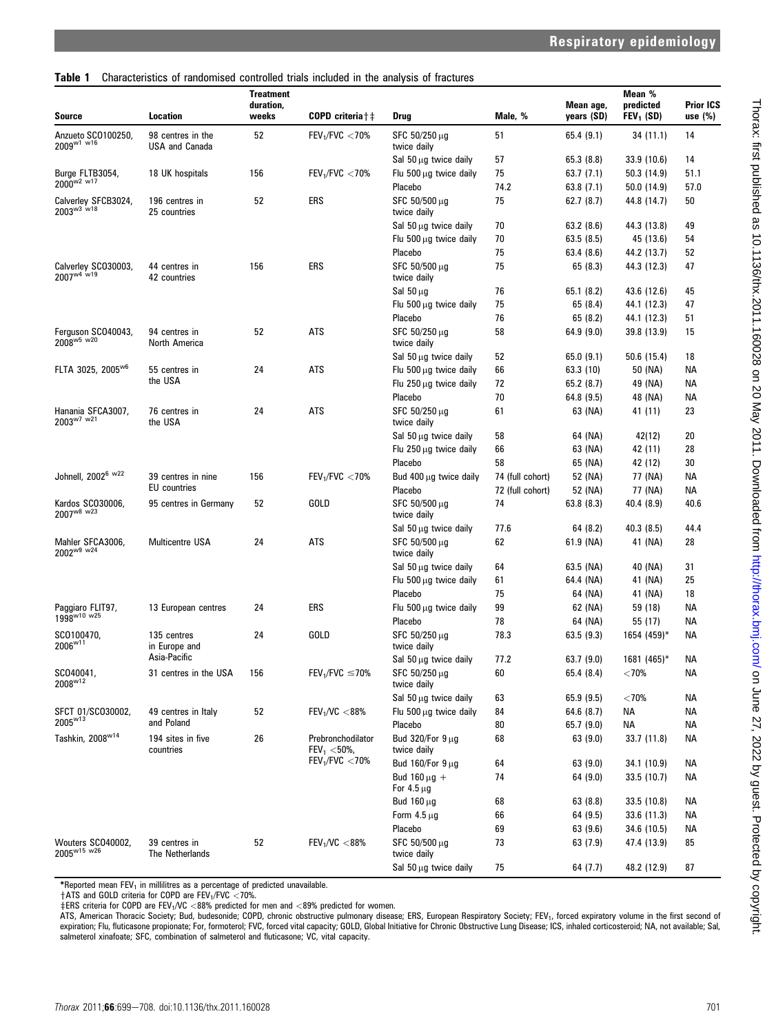**Table 1** Characteristics of randomised controlled trials included in the analysis of fractures

| Source | Location | Treatment duration, weeks | COPD criteria†‡ | Drug | Male, % | Mean age, years (SD) | Mean % predicted $FEV_1$ (SD) | Prior ICS use (%) |
|---|---|---|---|---|---|---|---|---|
| Anzueto SCO100250, 2009[w1 w16] | 98 centres in the USA and Canada | 52 | $FEV_1$/FVC <70% | SFC 50/250 μg twice daily | 51 | 65.4 (9.1) | 34 (11.1) | 14 |
| | | | | Sal 50 μg twice daily | 57 | 65.3 (8.8) | 33.9 (10.6) | 14 |
| Burge FLTB3054, 2000[w2 w17] | 18 UK hospitals | 156 | $FEV_1$/FVC <70% | Flu 500 μg twice daily | 75 | 63.7 (7.1) | 50.3 (14.9) | 51.1 |
| | | | | Placebo | 74.2 | 63.8 (7.1) | 50.0 (14.9) | 57.0 |
| Calverley SFCB3024, 2003[w3 w18] | 196 centres in 25 countries | 52 | ERS | SFC 50/500 μg twice daily | 75 | 62.7 (8.7) | 44.8 (14.7) | 50 |
| | | | | Sal 50 μg twice daily | 70 | 63.2 (8.6) | 44.3 (13.8) | 49 |
| | | | | Flu 500 μg twice daily | 70 | 63.5 (8.5) | 45 (13.6) | 54 |
| | | | | Placebo | 75 | 63.4 (8.6) | 44.2 (13.7) | 52 |
| Calverley SCO30003, 2007[w4 w19] | 44 centres in 42 countries | 156 | ERS | SFC 50/500 μg twice daily | 75 | 65 (8.3) | 44.3 (12.3) | 47 |
| | | | | Sal 50 μg | 76 | 65.1 (8.2) | 43.6 (12.6) | 45 |
| | | | | Flu 500 μg twice daily | 75 | 65 (8.4) | 44.1 (12.3) | 47 |
| | | | | Placebo | 76 | 65 (8.2) | 44.1 (12.3) | 51 |
| Ferguson SCO40043, 2008[w5 w20] | 94 centres in North America | 52 | ATS | SFC 50/250 μg twice daily | 58 | 64.9 (9.0) | 39.8 (13.9) | 15 |
| | | | | Sal 50 μg twice daily | 52 | 65.0 (9.1) | 50.6 (15.4) | 18 |
| FLTA 3025, 2005[w6] | 55 centres in the USA | 24 | ATS | Flu 500 μg twice daily | 66 | 63.3 (10) | 50 (NA) | NA |
| | | | | Flu 250 μg twice daily | 72 | 65.2 (8.7) | 49 (NA) | NA |
| | | | | Placebo | 70 | 64.8 (9.5) | 48 (NA) | NA |
| Hanania SFCA3007, 2003[w7 w21] | 76 centres in the USA | 24 | ATS | SFC 50/250 μg twice daily | 61 | 63 (NA) | 41 (11) | 23 |
| | | | | Sal 50 μg twice daily | 58 | 64 (NA) | 42(12) | 20 |
| | | | | Flu 250 μg twice daily | 66 | 63 (NA) | 42 (11) | 28 |
| | | | | Placebo | 58 | 65 (NA) | 42 (12) | 30 |
| Johnell, 2002[6 w22] | 39 centres in nine EU countries | 156 | $FEV_1$/FVC <70% | Bud 400 μg twice daily | 74 (full cohort) | 52 (NA) | 77 (NA) | NA |
| | | | | Placebo | 72 (full cohort) | 52 (NA) | 77 (NA) | NA |
| Kardos SCO30006, 2007[w8 w23] | 95 centres in Germany | 52 | GOLD | SFC 50/500 μg twice daily | 74 | 63.8 (8.3) | 40.4 (8.9) | 40.6 |
| | | | | Sal 50 μg twice daily | 77.6 | 64 (8.2) | 40.3 (8.5) | 44.4 |
| Mahler SFCA3006, 2002[w9 w24] | Multicentre USA | 24 | ATS | SFC 50/500 μg twice daily | 62 | 61.9 (NA) | 41 (NA) | 28 |
| | | | | Sal 50 μg twice daily | 64 | 63.5 (NA) | 40 (NA) | 31 |
| | | | | Flu 500 μg twice daily | 61 | 64.4 (NA) | 41 (NA) | 25 |
| | | | | Placebo | 75 | 64 (NA) | 41 (NA) | 18 |
| Paggiaro FLIT97, 1998[w10 w25] | 13 European centres | 24 | ERS | Flu 500 μg twice daily | 99 | 62 (NA) | 59 (18) | NA |
| | | | | Placebo | 78 | 64 (NA) | 55 (17) | NA |
| SCO100470, 2006[w11] | 135 centres in Europe and Asia-Pacific | 24 | GOLD | SFC 50/250 μg twice daily | 78.3 | 63.5 (9.3) | 1654 (459)* | NA |
| | | | | Sal 50 μg twice daily | 77.2 | 63.7 (9.0) | 1681 (465)* | NA |
| SCO40041, 2008[w12] | 31 centres in the USA | 156 | $FEV_1$/FVC ≤70% | SFC 50/250 μg twice daily | 60 | 65.4 (8.4) | <70% | NA |
| | | | | Sal 50 μg twice daily | 63 | 65.9 (9.5) | <70% | NA |
| SFCT 01/SCO30002, 2005[w13] | 49 centres in Italy and Poland | 52 | $FEV_1$/VC <88% | Flu 500 μg twice daily | 84 | 64.6 (8.7) | NA | NA |
| | | | | Placebo | 80 | 65.7 (9.0) | NA | NA |
| Tashkin, 2008[w14] | 194 sites in five countries | 26 | Prebronchodilator $FEV_1$ <50%, $FEV_1$/FVC <70% | Bud 320/For 9 μg twice daily | 68 | 63 (9.0) | 33.7 (11.8) | NA |
| | | | | Bud 160/For 9 μg | 64 | 63 (9.0) | 34.1 (10.9) | NA |
| | | | | Bud 160 μg + For 4.5 μg | 74 | 64 (9.0) | 33.5 (10.7) | NA |
| | | | | Bud 160 μg | 68 | 63 (8.8) | 33.5 (10.8) | NA |
| | | | | Form 4.5 μg | 66 | 64 (9.5) | 33.6 (11.3) | NA |
| | | | | Placebo | 69 | 63 (9.6) | 34.6 (10.5) | NA |
| Wouters SCO40002, 2005[w15 w26] | 39 centres in The Netherlands | 52 | $FEV_1$/VC <88% | SFC 50/500 μg twice daily | 73 | 63 (7.9) | 47.4 (13.9) | 85 |
| | | | | Sal 50 μg twice daily | 75 | 64 (7.7) | 48.2 (12.9) | 87 |

*Reported mean $FEV_1$ in millilitres as a percentage of predicted unavailable.

†ATS and GOLD criteria for COPD are $FEV_1$/FVC <70%.

‡ERS criteria for COPD are $FEV_1$/VC <88% predicted for men and <89% predicted for women.

ATS, American Thoracic Society; Bud, budesonide; COPD, chronic obstructive pulmonary disease; ERS, European Respiratory Society; $FEV_1$, forced expiratory volume in the first second of expiration; Flu, fluticasone propionate; For, formoterol; FVC, forced vital capacity; GOLD, Global Initiative for Chronic Obstructive Lung Disease; ICS, inhaled corticosteroid; NA, not available; Sal, salmeterol xinafoate; SFC, combination of salmeterol and fluticasone; VC, vital capacity.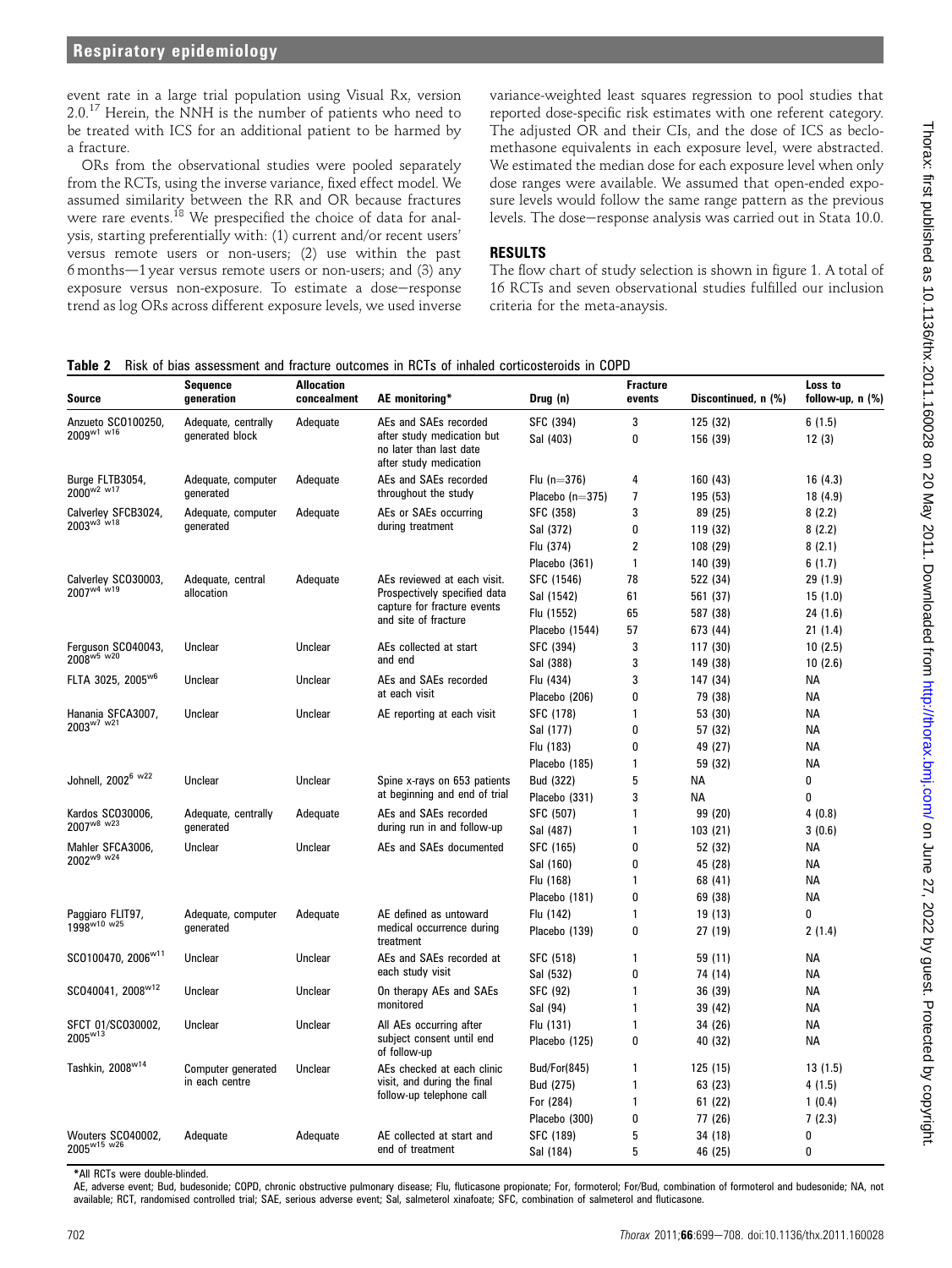event rate in a large trial population using Visual Rx, version 2.0.[17] Herein, the NNH is the number of patients who need to be treated with ICS for an additional patient to be harmed by a fracture.

ORs from the observational studies were pooled separately from the RCTs, using the inverse variance, fixed effect model. We assumed similarity between the RR and OR because fractures were rare events.[18] We prespecified the choice of data for analysis, starting preferentially with: (1) current and/or recent users' versus remote users or non-users; (2) use within the past 6 months—1 year versus remote users or non-users; and (3) any exposure versus non-exposure. To estimate a dose–response trend as log ORs across different exposure levels, we used inverse variance-weighted least squares regression to pool studies that reported dose-specific risk estimates with one referent category. The adjusted OR and their CIs, and the dose of ICS as beclomethasone equivalents in each exposure level, were abstracted. We estimated the median dose for each exposure level when only dose ranges were available. We assumed that open-ended exposure levels would follow the same range pattern as the previous levels. The dose–response analysis was carried out in Stata 10.0.

## RESULTS

The flow chart of study selection is shown in figure 1. A total of 16 RCTs and seven observational studies fulfilled our inclusion criteria for the meta-anaysis.

**Table 2** Risk of bias assessment and fracture outcomes in RCTs of inhaled corticosteroids in COPD

| Source | Sequence generation | Allocation concealment | AE monitoring* | Drug (n) | Fracture events | Discontinued, n (%) | Loss to follow-up, n (%) |
|---|---|---|---|---|---|---|---|
| Anzueto SCO100250, 2009[w1 w16] | Adequate, centrally generated block | Adequate | AEs and SAEs recorded after study medication but no later than last date after study medication | SFC (394) | 3 | 125 (32) | 6 (1.5) |
| | | | | Sal (403) | 0 | 156 (39) | 12 (3) |
| Burge FLTB3054, 2000[w2 w17] | Adequate, computer generated | Adequate | AEs and SAEs recorded throughout the study | Flu (n=376) | 4 | 160 (43) | 16 (4.3) |
| | | | | Placebo (n=375) | 7 | 195 (53) | 18 (4.9) |
| Calverley SFCB3024, 2003[w3 w18] | Adequate, computer generated | Adequate | AEs or SAEs occurring during treatment | SFC (358) | 3 | 89 (25) | 8 (2.2) |
| | | | | Sal (372) | 0 | 119 (32) | 8 (2.2) |
| | | | | Flu (374) | 2 | 108 (29) | 8 (2.1) |
| | | | | Placebo (361) | 1 | 140 (39) | 6 (1.7) |
| Calverley SCO30003, 2007[w4 w19] | Adequate, central allocation | Adequate | AEs reviewed at each visit. Prospectively specified data capture for fracture events and site of fracture | SFC (1546) | 78 | 522 (34) | 29 (1.9) |
| | | | | Sal (1542) | 61 | 561 (37) | 15 (1.0) |
| | | | | Flu (1552) | 65 | 587 (38) | 24 (1.6) |
| | | | | Placebo (1544) | 57 | 673 (44) | 21 (1.4) |
| Ferguson SCO40043, 2008[w5 w20] | Unclear | Unclear | AEs collected at start and end | SFC (394) | 3 | 117 (30) | 10 (2.5) |
| | | | | Sal (388) | 3 | 149 (38) | 10 (2.6) |
| FLTA 3025, 2005[w6] | Unclear | Unclear | AEs and SAEs recorded at each visit | Flu (434) | 3 | 147 (34) | NA |
| | | | | Placebo (206) | 0 | 79 (38) | NA |
| Hanania SFCA3007, 2003[w7 w21] | Unclear | Unclear | AE reporting at each visit | SFC (178) | 1 | 53 (30) | NA |
| | | | | Sal (177) | 0 | 57 (32) | NA |
| | | | | Flu (183) | 0 | 49 (27) | NA |
| | | | | Placebo (185) | 1 | 59 (32) | NA |
| Johnell, 2002[6 w22] | Unclear | Unclear | Spine x-rays on 653 patients at beginning and end of trial | Bud (322) | 5 | NA | 0 |
| | | | | Placebo (331) | 3 | NA | 0 |
| Kardos SCO30006, 2007[w8 w23] | Adequate, centrally generated | Adequate | AEs and SAEs recorded during run in and follow-up | SFC (507) | 1 | 99 (20) | 4 (0.8) |
| | | | | Sal (487) | 1 | 103 (21) | 3 (0.6) |
| Mahler SFCA3006, 2002[w9 w24] | Unclear | Unclear | AEs and SAEs documented | SFC (165) | 0 | 52 (32) | NA |
| | | | | Sal (160) | 0 | 45 (28) | NA |
| | | | | Flu (168) | 1 | 68 (41) | NA |
| | | | | Placebo (181) | 0 | 69 (38) | NA |
| Paggiaro FLIT97, 1998[w10 w25] | Adequate, computer generated | Adequate | AE defined as untoward medical occurrence during treatment | Flu (142) | 1 | 19 (13) | 0 |
| | | | | Placebo (139) | 0 | 27 (19) | 2 (1.4) |
| SCO100470, 2006[w11] | Unclear | Unclear | AEs and SAEs recorded at each study visit | SFC (518) | 1 | 59 (11) | NA |
| | | | | Sal (532) | 0 | 74 (14) | NA |
| SCO40041, 2008[w12] | Unclear | Unclear | On therapy AEs and SAEs monitored | SFC (92) | 1 | 36 (39) | NA |
| | | | | Sal (94) | 1 | 39 (42) | NA |
| SFCT 01/SCO30002, 2005[w13] | Unclear | Unclear | All AEs occurring after subject consent until end of follow-up | Flu (131) | 1 | 34 (26) | NA |
| | | | | Placebo (125) | 0 | 40 (32) | NA |
| Tashkin, 2008[w14] | Computer generated in each centre | Unclear | AEs checked at each clinic visit, and during the final follow-up telephone call | Bud/For(845) | 1 | 125 (15) | 13 (1.5) |
| | | | | Bud (275) | 1 | 63 (23) | 4 (1.5) |
| | | | | For (284) | 1 | 61 (22) | 1 (0.4) |
| | | | | Placebo (300) | 0 | 77 (26) | 7 (2.3) |
| Wouters SCO40002, 2005[w15 w26] | Adequate | Adequate | AE collected at start and end of treatment | SFC (189) | 5 | 34 (18) | 0 |
| | | | | Sal (184) | 5 | 46 (25) | 0 |

*All RCTs were double-blinded.

AE, adverse event; Bud, budesonide; COPD, chronic obstructive pulmonary disease; Flu, fluticasone propionate; For, formoterol; For/Bud, combination of formoterol and budesonide; NA, not available; RCT, randomised controlled trial; SAE, serious adverse event; Sal, salmeterol xinafoate; SFC, combination of salmeterol and fluticasone.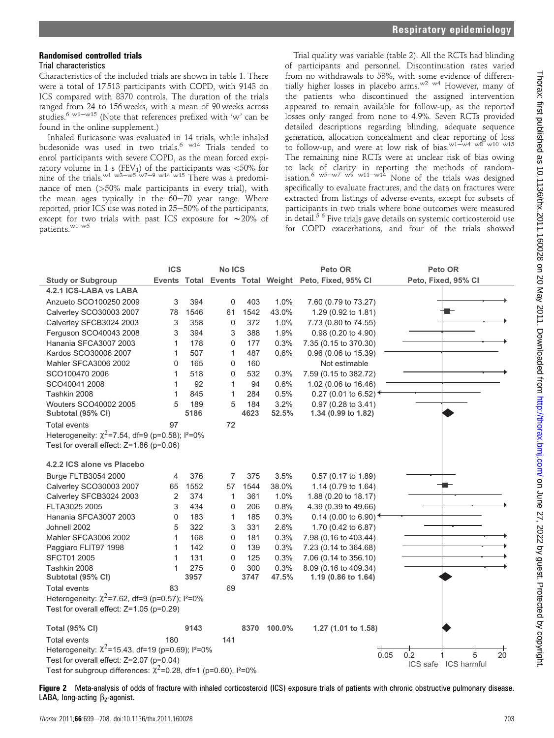### Randomised controlled trials

#### Trial characteristics

Characteristics of the included trials are shown in table 1. There were a total of 17 513 participants with COPD, with 9143 on ICS compared with 8370 controls. The duration of the trials ranged from 24 to 156 weeks, with a mean of 90 weeks across studies.[6 w1–w15] (Note that references prefixed with 'w' can be found in the online supplement.)

Inhaled fluticasone was evaluated in 14 trials, while inhaled budesonide was used in two trials.[6 w14] Trials tended to enrol participants with severe COPD, as the mean forced expiratory volume in 1 s ($FEV_1$) of the participants was <50% for nine of the trials.[w1 w3–w5 w7–w9 w14 w15] There was a predominance of men (>50% male participants in every trial), with the mean ages typically in the 60–70 year range. Where reported, prior ICS use was noted in 25–50% of the participants, except for two trials with past ICS exposure for ~20% of patients.[w1 w5]

Trial quality was variable (table 2). All the RCTs had blinding of participants and personnel. Discontinuation rates varied from no withdrawals to 53%, with some evidence of differentially higher losses in placebo arms.[w2 w4] However, many of the patients who discontinued the assigned intervention appeared to remain available for follow-up, as the reported losses only ranged from none to 4.9%. Seven RCTs provided detailed descriptions regarding blinding, adequate sequence generation, allocation concealment and clear reporting of loss to follow-up, and were at low risk of bias.[w1–w4 w8 w10 w15] The remaining nine RCTs were at unclear risk of bias owing to lack of clarity in reporting the methods of randomisation.[6 w5–w7 w9 w11–w14] None of the trials was designed specifically to evaluate fractures, and the data on fractures were extracted from listings of adverse events, except for subsets of participants in two trials where bone outcomes were measured in detail.[5 6] Five trials gave details on systemic corticosteroid use for COPD exacerbations, and four of the trials showed

| Study or Subgroup | ICS Events | ICS Total | No ICS Events | No ICS Total | Weight | Peto OR Peto, Fixed, 95% CI |
|---|---|---|---|---|---|---|
| **4.2.1 ICS-LABA vs LABA** | | | | | | |
| Anzueto SCO100250 2009 | 3 | 394 | 0 | 403 | 1.0% | 7.60 (0.79 to 73.27) |
| Calverley SCO30003 2007 | 78 | 1546 | 61 | 1542 | 43.0% | 1.29 (0.92 to 1.81) |
| Calverley SFCB3024 2003 | 3 | 358 | 0 | 372 | 1.0% | 7.73 (0.80 to 74.55) |
| Ferguson SCO40043 2008 | 3 | 394 | 3 | 388 | 1.9% | 0.98 (0.20 to 4.90) |
| Hanania SFCA3007 2003 | 1 | 178 | 0 | 177 | 0.3% | 7.35 (0.15 to 370.30) |
| Kardos SCO30006 2007 | 1 | 507 | 1 | 487 | 0.6% | 0.96 (0.06 to 15.39) |
| Mahler SFCB3006 2002 | 0 | 165 | 0 | 160 | | Not estimable |
| SCO100470 2006 | 1 | 518 | 0 | 532 | 0.3% | 7.59 (0.15 to 382.72) |
| SCO40041 2008 | 1 | 92 | 1 | 94 | 0.6% | 1.02 (0.06 to 16.46) |
| Tashkin 2008 | 1 | 845 | 1 | 284 | 0.5% | 0.27 (0.01 to 6.52) |
| Wouters SCO40002 2005 | 5 | 189 | 5 | 184 | 3.2% | 0.97 (0.28 to 3.41) |
| **Subtotal (95% CI)** | | **5186** | | **4623** | **52.5%** | **1.34 (0.99 to 1.82)** |
| Total events | 97 | | 72 | | | |
| Heterogeneity: $\chi^2$=7.54, df=9 (p=0.58); I²=0% | | | | | | |
| Test for overall effect: Z=1.86 (p=0.06) | | | | | | |
| **4.2.2 ICS alone vs Placebo** | | | | | | |
| Burge FLTB3054 2000 | 4 | 376 | 7 | 375 | 3.5% | 0.57 (0.17 to 1.89) |
| Calverley SCO30003 2007 | 65 | 1552 | 57 | 1544 | 38.0% | 1.14 (0.79 to 1.64) |
| Calverley SFCB3024 2003 | 2 | 374 | 1 | 361 | 1.0% | 1.88 (0.20 to 18.17) |
| FLTA3025 2005 | 3 | 434 | 0 | 206 | 0.8% | 4.39 (0.39 to 49.66) |
| Hanania SFCA3007 2003 | 0 | 183 | 1 | 185 | 0.3% | 0.14 (0.00 to 6.90) |
| Johnell 2002 | 5 | 322 | 3 | 331 | 2.6% | 1.70 (0.42 to 6.87) |
| Mahler SFCA3006 2002 | 1 | 168 | 0 | 181 | 0.3% | 7.98 (0.16 to 403.44) |
| Paggiaro FLIT97 1998 | 1 | 142 | 0 | 139 | 0.3% | 7.23 (0.14 to 364.68) |
| SFCT01 2005 | 1 | 131 | 0 | 125 | 0.3% | 7.06 (0.14 to 356.10) |
| Tashkin 2008 | 1 | 275 | 0 | 300 | 0.3% | 8.09 (0.16 to 409.34) |
| **Subtotal (95% CI)** | | **3957** | | **3747** | **47.5%** | **1.19 (0.86 to 1.64)** |
| Total events | 83 | | 69 | | | |
| Heterogeneity: $\chi^2$=7.62, df=9 (p=0.57); I²=0% | | | | | | |
| Test for overall effect: Z=1.05 (p=0.29) | | | | | | |
| **Total (95% CI)** | | **9143** | | **8370** | **100.0%** | **1.27 (1.01 to 1.58)** |
| Total events | 180 | | 141 | | | |
| Heterogeneity: $\chi^2$=15.43, df=19 (p=0.69); I²=0% | | | | | | |
| Test for overall effect: Z=2.07 (p=0.04) | | | | | | |
| Test for subgroup differences: $\chi^2$=0.28, df=1 (p=0.60), I²=0% | | | | | | |

Forest plot axis: 0.05, 0.2, 1, 5, 20 — ICS safe / ICS harmful

**Figure 2** Meta-analysis of odds of fracture with inhaled corticosteroid (ICS) exposure trials of patients with chronic obstructive pulmonary disease. LABA, long-acting $\beta_2$-agonist.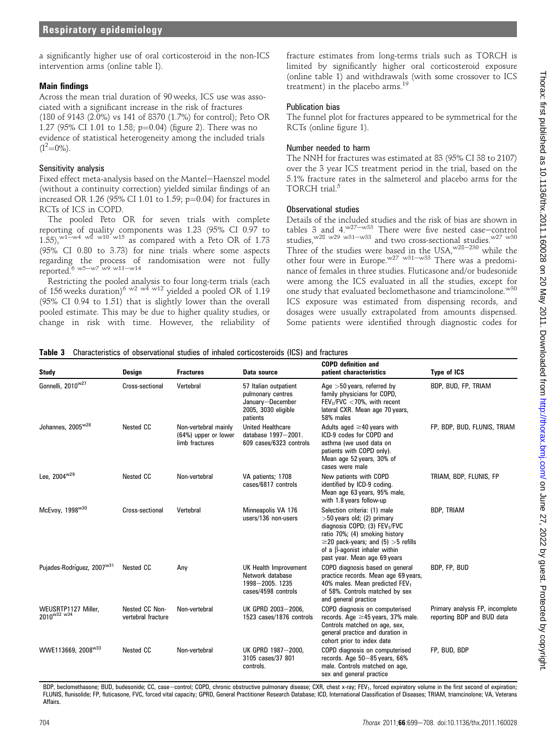a significantly higher use of oral corticosteroid in the non-ICS intervention arms (online table I).

### Main findings

Across the mean trial duration of 90 weeks, ICS use was associated with a significant increase in the risk of fractures (180 of 9143 (2.0%) vs 141 of 8370 (1.7%) for control); Peto OR 1.27 (95% CI 1.01 to 1.58; p=0.04) (figure 2). There was no evidence of statistical heterogeneity among the included trials ($I^2$=0%).

### Sensitivity analysis

Fixed effect meta-analysis based on the Mantel–Haenszel model (without a continuity correction) yielded similar findings of an increased OR 1.26 (95% CI 1.01 to 1.59; p=0.04) for fractures in RCTs of ICS in COPD.

The pooled Peto OR for seven trials with complete reporting of quality components was 1.23 (95% CI 0.97 to 1.55),[w1–w4 w8 w10 w15] as compared with a Peto OR of 1.73 (95% CI 0.80 to 3.73) for nine trials where some aspects regarding the process of randomisation were not fully reported.[6 w5–w7 w9 w11–w14]

Restricting the pooled analysis to four long-term trials (each of 156 weeks duration)[6 w2 w4 w12] yielded a pooled OR of 1.19 (95% CI 0.94 to 1.51) that is slightly lower than the overall pooled estimate. This may be due to higher quality studies, or change in risk with time. However, the reliability of fracture estimates from long-terms trials such as TORCH is limited by significantly higher oral corticosteroid exposure (online table 1) and withdrawals (with some crossover to ICS treatment) in the placebo arms.[19]

### Publication bias

The funnel plot for fractures appeared to be symmetrical for the RCTs (online figure 1).

### Number needed to harm

The NNH for fractures was estimated at 83 (95% CI 38 to 2107) over the 3 year ICS treatment period in the trial, based on the 5.1% fracture rates in the salmeterol and placebo arms for the TORCH trial.[5]

### Observational studies

Details of the included studies and the risk of bias are shown in tables 3 and 4.[w27–w33] There were five nested case–control studies,[w28 w29 w31–w33] and two cross-sectional studies.[w27 w30] Three of the studies were based in the USA,[w28–230] while the other four were in Europe.[w27 w31–w33] There was a predominance of females in three studies. Fluticasone and/or budesonide were among the ICS evaluated in all the studies, except for one study that evaluated beclomethasone and triamcinolone.[w30] ICS exposure was estimated from dispensing records, and dosages were usually extrapolated from amounts dispensed. Some patients were identified through diagnostic codes for

**Table 3** Characteristics of observational studies of inhaled corticosteroids (ICS) and fractures

| Study | Design | Fractures | Data source | COPD definition and patient characteristics | Type of ICS |
|---|---|---|---|---|---|
| Gonnelli, 2010[w27] | Cross-sectional | Vertebral | 57 Italian outpatient pulmonary centres January–December 2005, 3030 eligible patients | Age >50 years, referred by family physicians for COPD, $FEV_1$/FVC <70%, with recent lateral CXR. Mean age 70 years, 58% males | BDP, BUD, FP, TRIAM |
| Johannes, 2005[w28] | Nested CC | Non-vertebral mainly (64%) upper or lower limb fractures | United Healthcare database 1997–2001. 609 cases/6323 controls | Adults aged ≥40 years with ICD-9 codes for COPD and asthma (we used data on patients with COPD only). Mean age 52 years, 30% of cases were male | FP, BDP, BUD, FLUNIS, TRIAM |
| Lee, 2004[w29] | Nested CC | Non-vertebral | VA patients; 1708 cases/6817 controls | New patients with COPD identified by ICD-9 coding. Mean age 63 years, 95% male, with 1.8 years follow-up | TRIAM, BDP, FLUNIS, FP |
| McEvoy, 1998[w30] | Cross-sectional | Vertebral | Minneapolis VA 176 users/136 non-users | Selection criteria: (1) male >50 years old; (2) primary diagnosis COPD; (3) $FEV_1$/FVC ratio 70%; (4) smoking history ≥20 pack-years; and (5) >5 refills of a β-agonist inhaler within past year. Mean age 69 years | BDP, TRIAM |
| Pujades-Rodríguez, 2007[w31] | Nested CC | Any | UK Health Improvement Network database 1998–2005. 1235 cases/4598 controls | COPD diagnosis based on general practice records. Mean age 69 years, 40% males. Mean predicted $FEV_1$ of 58%. Controls matched by sex and general practice | BDP, FP, BUD |
| WEUSRTP1127 Miller, 2010[w32 w34] | Nested CC Non-vertebral fracture | Non-vertebral | UK GPRD 2003–2006, 1523 cases/1876 controls | COPD diagnosis on computerised records. Age ≥45 years, 37% male. Controls matched on age, sex, general practice and duration in cohort prior to index date | Primary analysis FP, incomplete reporting BDP and BUD data |
| WWE113669, 2008[w33] | Nested CC | Non-vertebral | UK GPRD 1987–2000, 3105 cases/37 801 controls. | COPD diagnosis on computerised records. Age 50–85 years, 66% male. Controls matched on age, sex and general practice | FP, BUD, BDP |

BDP, beclomethasone; BUD, budesonide; CC, case–control; COPD, chronic obstructive pulmonary disease; CXR, chest x-ray; $FEV_1$, forced expiratory volume in the first second of expiration; FLUNIS, flunisolide; FP, fluticasone, FVC, forced vital capacity; GPRD, General Practitioner Research Database; ICD, International Classification of Diseases; TRIAM, triamcinolone; VA, Veterans Affairs.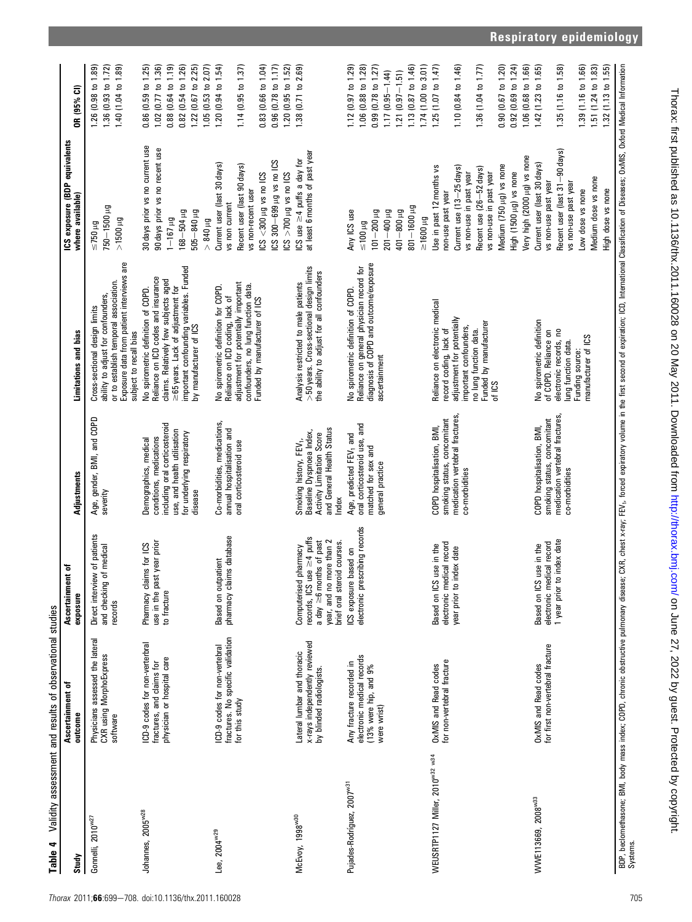**Table 4** Validity assessment and results of observational studies

| Study | Ascertainment of outcome | Ascertainment of exposure | Adjustments | Limitations and bias | ICS exposure (BDP equivalents where available) | OR (95% CI) |
|---|---|---|---|---|---|---|
| Gonnelli, 2010[w27] | Physicians assessed the lateral CXR using MorphoExpress software | Direct interview of patients and checking of medical records | Age, gender, BMI, and COPD severity | Cross-sectional design limits ability to adjust for confounders, or to establish temporal association. Exposure data from patient interviews are subject to recall bias | ≤750 µg | 1.26 (0.98 to 1.89) |
| | | | | | 750–1500 µg | 1.36 (0.93 to 1.72) |
| | | | | | >1500 µg | 1.40 (1.04 to 1.89) |
| Johannes, 2005[w28] | ICD-9 codes for non-vertebral fractures, and claims for physician or hospital care | Pharmacy claims for ICS use in the past year prior to fracture | Demographics, medical conditions, medications including oral corticosteroid use, and health utilisation for underlying respiratory disease | No spirometric definition of COPD. Reliance on ICD codes and insurance claims. Relatively few subjects aged ≥65 years. Lack of adjustment for important confounding variables. Funded by manufacturer of ICS | 30 days prior vs no current use | 0.86 (0.59 to 1.25) |
| | | | | | 90 days prior vs no recent use | 1.02 (0.77 to 1.36) |
| | | | | | 1–167 µg | 0.88 (0.64 to 1.19) |
| | | | | | 168–504 µg | 0.82 (0.54 to 1.26) |
| | | | | | 505–840 µg | 1.22 (0.67 to 2.25) |
| | | | | | >840 µg | 1.05 (0.53 to 2.07) |
| Lee, 2004[w29] | ICD-9 codes for non-vertebral fractures. No specific validation for this study | Based on outpatient pharmacy claims database | Co-morbidities, medications, annual hospitalisation and oral corticosteroid use | No spirometric definition for COPD. Reliance on ICD coding, lack of adjustment for potentially important confounders, no lung function data. Funded by manufacturer of ICS | Current user (last 30 days) vs non current | 1.20 (0.94 to 1.54) |
| | | | | | Recent user (last 90 days) vs non-recent user | 1.14 (0.95 to 1.37) |
| | | | | | ICS <300 µg vs no ICS | 0.83 (0.66 to 1.04) |
| | | | | | ICS 300–699 µg vs no ICS | 0.96 (0.78 to 1.17) |
| | | | | | ICS >700 µg vs no ICS | 1.20 (0.95 to 1.52) |
| McEvoy, 1998[w30] | Lateral lumbar and thoracic x-rays independently reviewed by blinded radiologists. | Computerised pharmacy records, ICS use ≥4 puffs a day ≥6 months of past year, and no more than 2 brief oral steroid courses. | Smoking history, $FEV_1$, Baseline Dyspnoea Index, Activity Limitation Score and General Health Status Index | Analysis restricted to male patients >50 years. Cross-sectional design limits the ability to adjust for all confounders | ICS use ≥4 puffs a day for at least 6 months of past year | 1.38 (0.71 to 2.69) |
| Pujades-Rodríguez, 2007[w31] | Any fracture recorded in electronic medical records (13% were hip, and 9% were wrist) | ICS exposure based on electronic prescribing records | Age, predicted $FEV_1$ and oral corticosteroid use, and matched for sex and general practice | No spirometric definition of COPD. Reliance on general physician record for diagnosis of COPD and outcome/exposure ascertainment | Any ICS use | 1.12 (0.97 to 1.29) |
| | | | | | ≤100 µg | 1.06 (0.88 to 1.28) |
| | | | | | 101–200 µg | 0.99 (0.78 to 1.27) |
| | | | | | 201–400 µg | 1.17 (0.95–1.44) |
| | | | | | 401–800 µg | 1.21 (0.97–1.51) |
| | | | | | 801–1600 µg | 1.13 (0.87 to 1.46) |
| | | | | | ≥1600 µg | 1.74 (1.00 to 3.01) |
| WEUSRTP1127 Miller, 2010[w32 w34] | OxMIS and Read codes for non-vertebral fracture | Based on ICS use in the electronic medical record year prior to index date | COPD hospitalisation, BMI, smoking status, concomitant medication vertebral fractures, co-morbidities | Reliance on electronic medical record coding, lack of adjustment for potentially important confounders, no lung function data. Funded by manufacturer of ICS | Use in past 12 months vs non-use past year | 1.25 (1.07 to 1.47) |
| | | | | | Current use (13–25 days) vs non-use in past year | 1.10 (0.84 to 1.46) |
| | | | | | Recent use (26–52 days) vs non-use in past year | 1.36 (1.04 to 1.77) |
| | | | | | Medium (750 µg) vs none | 0.90 (0.67 to 1.20) |
| | | | | | High (1500 µg) vs none | 0.92 (0.69 to 1.24) |
| | | | | | Very high (2000 µg) vs none | 1.06 (0.68 to 1.66) |
| WWE113669, 2008[w33] | OxMIS and Read codes for first non-vertebral fracture | Based on ICS use in the electronic medical record 1 year prior to index date | COPD hospitalisation, BMI, smoking status, concomitant medication vertebral fractures, co-morbidities | No spirometric definition of COPD. Reliance on electronic records, no lung function data. Funding source: manufacturer of ICS | Current user (last 30 days) vs non-use past year | 1.42 (1.23 to 1.65) |
| | | | | | Recent user (last 31–90 days) vs non-use past year | 1.35 (1.16 to 1.58) |
| | | | | | Low dose vs none | 1.39 (1.16 to 1.66) |
| | | | | | Medium dose vs none | 1.51 (1.24 to 1.83) |
| | | | | | High dose vs none | 1.32 (1.13 to 1.55) |

BDP, beclomethasone; BMI, body mass index; COPD, chronic obstructive pulmonary disease; CXR, chest x-ray; $FEV_1$, forced expiratory volume in the first second of expiration; ICD, International Classification of Diseases; OxMIS, Oxford Medical Information Systems.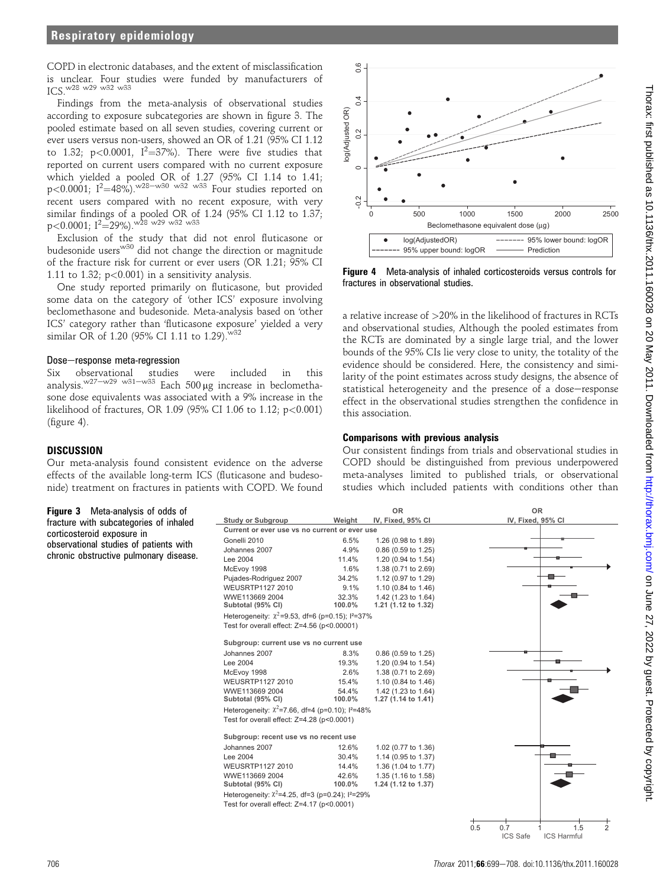COPD in electronic databases, and the extent of misclassification is unclear. Four studies were funded by manufacturers of ICS.[w28 w29 w32 w33]

Findings from the meta-analysis of observational studies according to exposure subcategories are shown in figure 3. The pooled estimate based on all seven studies, covering current or ever users versus non-users, showed an OR of 1.21 (95% CI 1.12 to 1.32; $p<0.0001$, $I^2=37\%$). There were five studies that reported on current users compared with no current exposure which yielded a pooled OR of 1.27 (95% CI 1.14 to 1.41; $p<0.0001$; $I^2=48\%$).[w28–w30 w32 w33] Four studies reported on recent users compared with no recent exposure, with very similar findings of a pooled OR of 1.24 (95% CI 1.12 to 1.37; $p<0.0001$; $I^2=29\%$).[w28 w29 w32 w33]

Exclusion of the study that did not enrol fluticasone or budesonide users[w30] did not change the direction or magnitude of the fracture risk for current or ever users (OR 1.21; 95% CI 1.11 to 1.32; $p<0.001$) in a sensitivity analysis.

One study reported primarily on fluticasone, but provided some data on the category of 'other ICS' exposure involving beclomethasone and budesonide. Meta-analysis based on 'other ICS' category rather than 'fluticasone exposure' yielded a very similar OR of 1.20 (95% CI 1.11 to 1.29).[w32]

### Dose–response meta-regression

Six observational studies were included in this analysis.[w27–w29 w31–w33] Each 500 μg increase in beclomethasone dose equivalents was associated with a 9% increase in the likelihood of fractures, OR 1.09 (95% CI 1.06 to 1.12; $p<0.001$) (figure 4).

## DISCUSSION

Our meta-analysis found consistent evidence on the adverse effects of the available long-term ICS (fluticasone and budesonide) treatment on fractures in patients with COPD. We found a relative increase of >20% in the likelihood of fractures in RCTs and observational studies, Although the pooled estimates from the RCTs are dominated by a single large trial, and the lower bounds of the 95% CIs lie very close to unity, the totality of the evidence should be considered. Here, the consistency and similarity of the point estimates across study designs, the absence of statistical heterogeneity and the presence of a dose–response effect in the observational studies strengthen the confidence in this association.

### Comparisons with previous analysis

Our consistent findings from trials and observational studies in COPD should be distinguished from previous underpowered meta-analyses limited to published trials, or observational studies which included patients with conditions other than

**Figure 4** Meta-analysis of inhaled corticosteroids versus controls for fractures in observational studies.

| Study or Subgroup | Weight | OR IV, Fixed, 95% CI |
|---|---|---|
| **Current or ever use vs no current or ever use** | | |
| Gonelli 2010 | 6.5% | 1.26 (0.98 to 1.89) |
| Johannes 2007 | 4.9% | 0.86 (0.59 to 1.25) |
| Lee 2004 | 11.4% | 1.20 (0.94 to 1.54) |
| McEvoy 1998 | 1.6% | 1.38 (0.71 to 2.69) |
| Pujades-Rodriguez 2007 | 34.2% | 1.12 (0.97 to 1.29) |
| WEUSRTP1127 2010 | 9.1% | 1.10 (0.84 to 1.46) |
| WWE113669 2004 | 32.3% | 1.42 (1.23 to 1.64) |
| **Subtotal (95% CI)** | **100.0%** | **1.21 (1.12 to 1.32)** |
| Heterogeneity: $\chi^2=9.53$, df=6 (p=0.15); $I^2=37\%$ | | |
| Test for overall effect: Z=4.56 (p<0.00001) | | |
| **Subgroup: current use vs no current use** | | |
| Johannes 2007 | 8.3% | 0.86 (0.59 to 1.25) |
| Lee 2004 | 19.3% | 1.20 (0.94 to 1.54) |
| McEvoy 1998 | 2.6% | 1.38 (0.71 to 2.69) |
| WEUSRTP1127 2010 | 15.4% | 1.10 (0.84 to 1.46) |
| WWE113669 2004 | 54.4% | 1.42 (1.23 to 1.64) |
| **Subtotal (95% CI)** | **100.0%** | **1.27 (1.14 to 1.41)** |
| Heterogeneity: $\chi^2=7.66$, df=4 (p=0.10); $I^2=48\%$ | | |
| Test for overall effect: Z=4.28 (p<0.0001) | | |
| **Subgroup: recent use vs no recent use** | | |
| Johannes 2007 | 12.6% | 1.02 (0.77 to 1.36) |
| Lee 2004 | 30.4% | 1.14 (0.95 to 1.37) |
| WEUSRTP1127 2010 | 14.4% | 1.36 (1.04 to 1.77) |
| WWE113669 2004 | 42.6% | 1.35 (1.16 to 1.58) |
| **Subtotal (95% CI)** | **100.0%** | **1.24 (1.12 to 1.37)** |
| Heterogeneity: $\chi^2=4.25$, df=3 (p=0.24); $I^2=29\%$ | | |
| Test for overall effect: Z=4.17 (p<0.0001) | | |

**Figure 3** Meta-analysis of odds of fracture with subcategories of inhaled corticosteroid exposure in observational studies of patients with chronic obstructive pulmonary disease.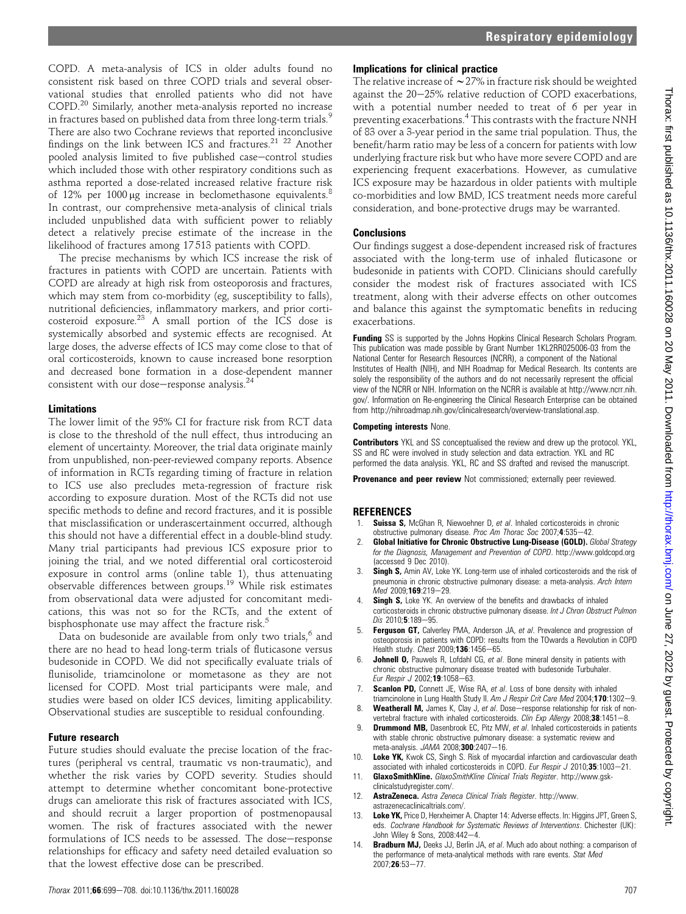COPD. A meta-analysis of ICS in older adults found no consistent risk based on three COPD trials and several observational studies that enrolled patients who did not have COPD.[20] Similarly, another meta-analysis reported no increase in fractures based on published data from three long-term trials.[9] There are also two Cochrane reviews that reported inconclusive findings on the link between ICS and fractures.[21 22] Another pooled analysis limited to five published case–control studies which included those with other respiratory conditions such as asthma reported a dose-related increased relative fracture risk of 12% per 1000 μg increase in beclomethasone equivalents.[8] In contrast, our comprehensive meta-analysis of clinical trials included unpublished data with sufficient power to reliably detect a relatively precise estimate of the increase in the likelihood of fractures among 17 513 patients with COPD.

The precise mechanisms by which ICS increase the risk of fractures in patients with COPD are uncertain. Patients with COPD are already at high risk from osteoporosis and fractures, which may stem from co-morbidity (eg, susceptibility to falls), nutritional deficiencies, inflammatory markers, and prior corticosteroid exposure.[23] A small portion of the ICS dose is systemically absorbed and systemic effects are recognised. At large doses, the adverse effects of ICS may come close to that of oral corticosteroids, known to cause increased bone resorption and decreased bone formation in a dose-dependent manner consistent with our dose–response analysis.[24]

## Limitations

The lower limit of the 95% CI for fracture risk from RCT data is close to the threshold of the null effect, thus introducing an element of uncertainty. Moreover, the trial data originate mainly from unpublished, non-peer-reviewed company reports. Absence of information in RCTs regarding timing of fracture in relation to ICS use also precludes meta-regression of fracture risk according to exposure duration. Most of the RCTs did not use specific methods to define and record fractures, and it is possible that misclassification or underascertainment occurred, although this should not have a differential effect in a double-blind study. Many trial participants had previous ICS exposure prior to joining the trial, and we noted differential oral corticosteroid exposure in control arms (online table 1), thus attenuating observable differences between groups.[19] While risk estimates from observational data were adjusted for concomitant medications, this was not so for the RCTs, and the extent of bisphosphonate use may affect the fracture risk.[5]

Data on budesonide are available from only two trials,[6] and there are no head to head long-term trials of fluticasone versus budesonide in COPD. We did not specifically evaluate trials of flunisolide, triamcinolone or mometasone as they are not licensed for COPD. Most trial participants were male, and studies were based on older ICS devices, limiting applicability. Observational studies are susceptible to residual confounding.

## Future research

Future studies should evaluate the precise location of the fractures (peripheral vs central, traumatic vs non-traumatic), and whether the risk varies by COPD severity. Studies should attempt to determine whether concomitant bone-protective drugs can ameliorate this risk of fractures associated with ICS, and should recruit a larger proportion of postmenopausal women. The risk of fractures associated with the newer formulations of ICS needs to be assessed. The dose–response relationships for efficacy and safety need detailed evaluation so that the lowest effective dose can be prescribed.

## Implications for clinical practice

The relative increase of ~27% in fracture risk should be weighted against the 20–25% relative reduction of COPD exacerbations, with a potential number needed to treat of 6 per year in preventing exacerbations.[4] This contrasts with the fracture NNH of 83 over a 3-year period in the same trial population. Thus, the benefit/harm ratio may be less of a concern for patients with low underlying fracture risk but who have more severe COPD and are experiencing frequent exacerbations. However, as cumulative ICS exposure may be hazardous in older patients with multiple co-morbidities and low BMD, ICS treatment needs more careful consideration, and bone-protective drugs may be warranted.

## Conclusions

Our findings suggest a dose-dependent increased risk of fractures associated with the long-term use of inhaled fluticasone or budesonide in patients with COPD. Clinicians should carefully consider the modest risk of fractures associated with ICS treatment, along with their adverse effects on other outcomes and balance this against the symptomatic benefits in reducing exacerbations.

**Funding** SS is supported by the Johns Hopkins Clinical Research Scholars Program. This publication was made possible by Grant Number 1KL2RR025006-03 from the National Center for Research Resources (NCRR), a component of the National Institutes of Health (NIH), and NIH Roadmap for Medical Research. Its contents are solely the responsibility of the authors and do not necessarily represent the official view of the NCRR or NIH. Information on the NCRR is available at http://www.ncrr.nih.gov/. Information on Re-engineering the Clinical Research Enterprise can be obtained from http://nihroadmap.nih.gov/clinicalresearch/overview-translational.asp.

**Competing interests** None.

**Contributors** YKL and SS conceptualised the review and drew up the protocol. YKL, SS and RC were involved in study selection and data extraction. YKL and RC performed the data analysis. YKL, RC and SS drafted and revised the manuscript.

**Provenance and peer review** Not commissioned; externally peer reviewed.

## REFERENCES

1. **Suissa S,** McGhan R, Niewoehner D, *et al*. Inhaled corticosteroids in chronic obstructive pulmonary disease. *Proc Am Thorac Soc* 2007;**4**:535–42.
2. **Global Initiative for Chronic Obstructive Lung-Disease (GOLD).** *Global Strategy for the Diagnosis, Management and Prevention of COPD*. http://www.goldcopd.org (accessed 9 Dec 2010).
3. **Singh S,** Amin AV, Loke YK. Long-term use of inhaled corticosteroids and the risk of pneumonia in chronic obstructive pulmonary disease: a meta-analysis. *Arch Intern Med* 2009;**169**:219–29.
4. **Singh S,** Loke YK. An overview of the benefits and drawbacks of inhaled corticosteroids in chronic obstructive pulmonary disease. *Int J Chron Obstruct Pulmon Dis* 2010;**5**:189–95.
5. **Ferguson GT,** Calverley PMA, Anderson JA, *et al*. Prevalence and progression of osteoporosis in patients with COPD: results from the TOwards a Revolution in COPD Health study. *Chest* 2009;**136**:1456–65.
6. **Johnell O,** Pauwels R, Lofdahl CG, *et al*. Bone mineral density in patients with chronic obstructive pulmonary disease treated with budesonide Turbuhaler. *Eur Respir J* 2002;**19**:1058–63.
7. **Scanlon PD,** Connett JE, Wise RA, *et al*. Loss of bone density with inhaled triamcinolone in Lung Health Study II. *Am J Respir Crit Care Med* 2004;**170**:1302–9.
8. **Weatherall M,** James K, Clay J, *et al*. Dose–response relationship for risk of non-vertebral fracture with inhaled corticosteroids. *Clin Exp Allergy* 2008;**38**:1451–8.
9. **Drummond MB,** Dasenbrook EC, Pitz MW, *et al*. Inhaled corticosteroids in patients with stable chronic obstructive pulmonary disease: a systematic review and meta-analysis. *JAMA* 2008;**300**:2407–16.
10. **Loke YK,** Kwok CS, Singh S. Risk of myocardial infarction and cardiovascular death associated with inhaled corticosteroids in COPD. *Eur Respir J* 2010;**35**:1003–21.
11. **GlaxoSmithKline.** *GlaxoSmithKline Clinical Trials Register*. http://www.gsk-clinicalstudyregister.com/.
12. **AstraZeneca.** *Astra Zeneca Clinical Trials Register*. http://www.astrazenecaclinicaltrials.com/.
13. **Loke YK,** Price D, Herxheimer A. Chapter 14: Adverse effects. In: Higgins JPT, Green S, eds. *Cochrane Handbook for Systematic Reviews of Interventions*. Chichester (UK): John Wiley & Sons, 2008:442–4.
14. **Bradburn MJ,** Deeks JJ, Berlin JA, *et al*. Much ado about nothing: a comparison of the performance of meta-analytical methods with rare events. *Stat Med* 2007;**26**:53–77.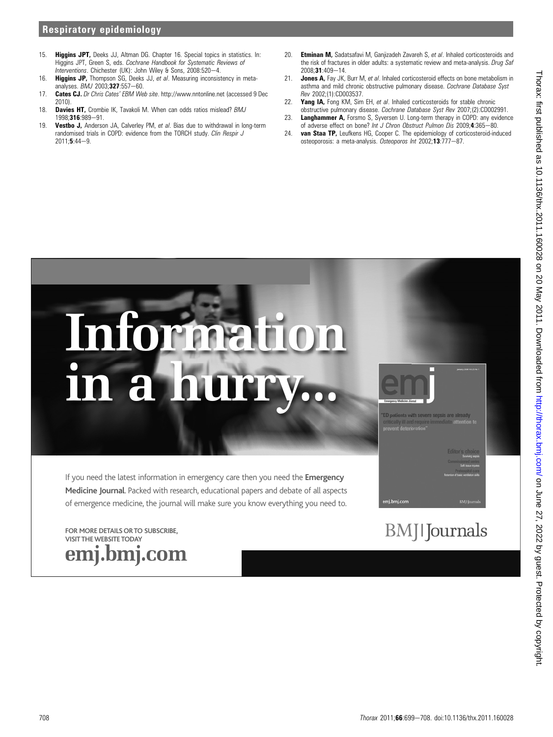15. **Higgins JPT,** Deeks JJ, Altman DG. Chapter 16. Special topics in statistics. In: Higgins JPT, Green S, eds. *Cochrane Handbook for Systematic Reviews of Interventions*. Chichester (UK): John Wiley & Sons, 2008:520—4.
16. **Higgins JP,** Thompson SG, Deeks JJ, *et al*. Measuring inconsistency in meta-analyses. *BMJ* 2003;**327**:557—60.
17. **Cates CJ.** *Dr Chris Cates' EBM Web site*. http://www.nntonline.net (accessed 9 Dec 2010).
18. **Davies HT,** Crombie IK, Tavakoli M. When can odds ratios mislead? *BMJ* 1998;**316**:989—91.
19. **Vestbo J,** Anderson JA, Calverley PM, *et al*. Bias due to withdrawal in long-term randomised trials in COPD: evidence from the TORCH study. *Clin Respir J* 2011;**5**:44—9.
20. **Etminan M,** Sadatsafavi M, Ganjizadeh Zavareh S, *et al*. Inhaled corticosteroids and the risk of fractures in older adults: a systematic review and meta-analysis. *Drug Saf* 2008;**31**:409—14.
21. **Jones A,** Fay JK, Burr M, *et al*. Inhaled corticosteroid effects on bone metabolism in asthma and mild chronic obstructive pulmonary disease. *Cochrane Database Syst Rev* 2002;(1):CD003537.
22. **Yang IA,** Fong KM, Sim EH, *et al*. Inhaled corticosteroids for stable chronic obstructive pulmonary disease. *Cochrane Database Syst Rev* 2007;(2):CD002991.
23. **Langhammer A,** Forsmo S, Syversen U. Long-term therapy in COPD: any evidence of adverse effect on bone? *Int J Chron Obstruct Pulmon Dis* 2009;**4**:365—80.
24. **van Staa TP,** Leufkens HG, Cooper C. The epidemiology of corticosteroid-induced osteoporosis: a meta-analysis. *Osteoporos Int* 2002;**13**:777—87.

# Information in a hurry...

If you need the latest information in emergency care then you need the **Emergency Medicine Journal**. Packed with research, educational papers and debate of all aspects of emergence medicine, the journal will make sure you know everything you need to.

FOR MORE DETAILS OR TO SUBSCRIBE, VISIT THE WEBSITE TODAY

**emj.bmj.com**

BMJ|Journals